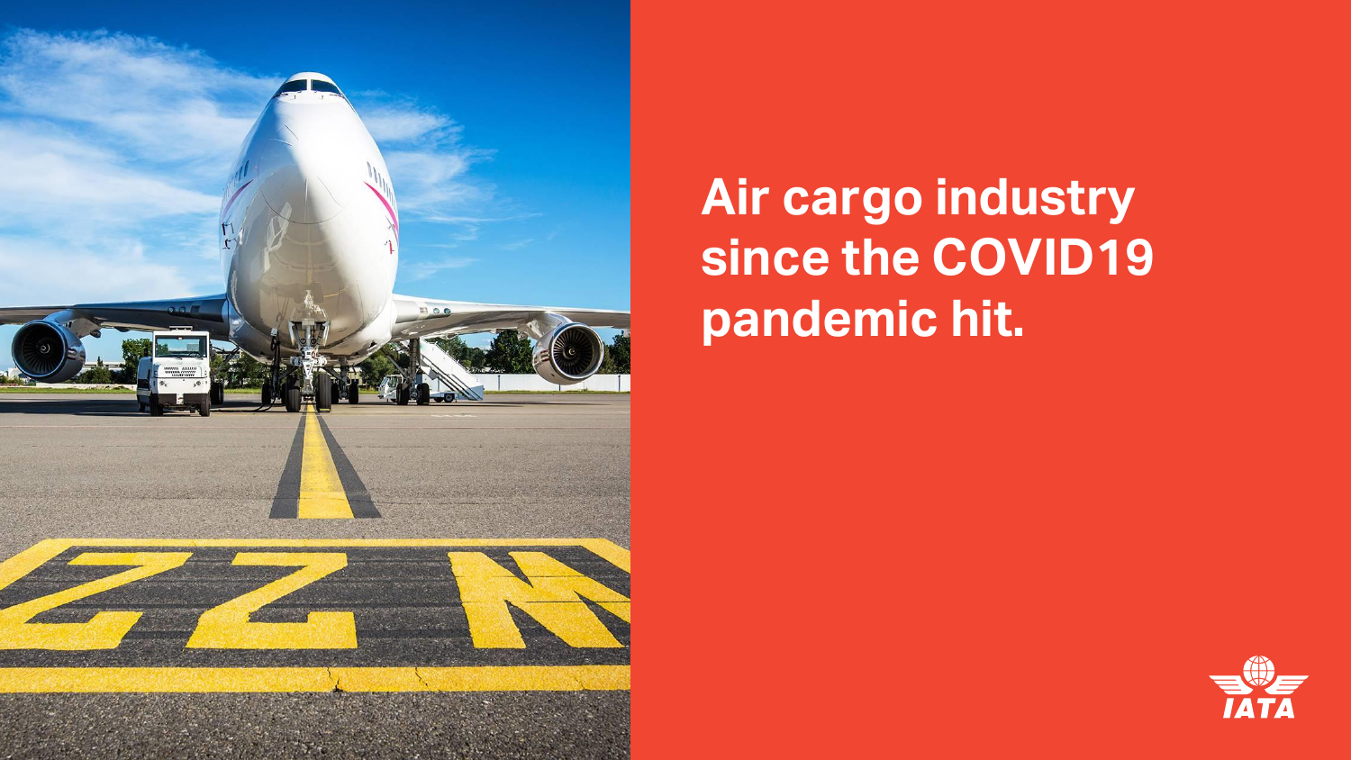# Air cargo industry since the COVID19 pandemic hit.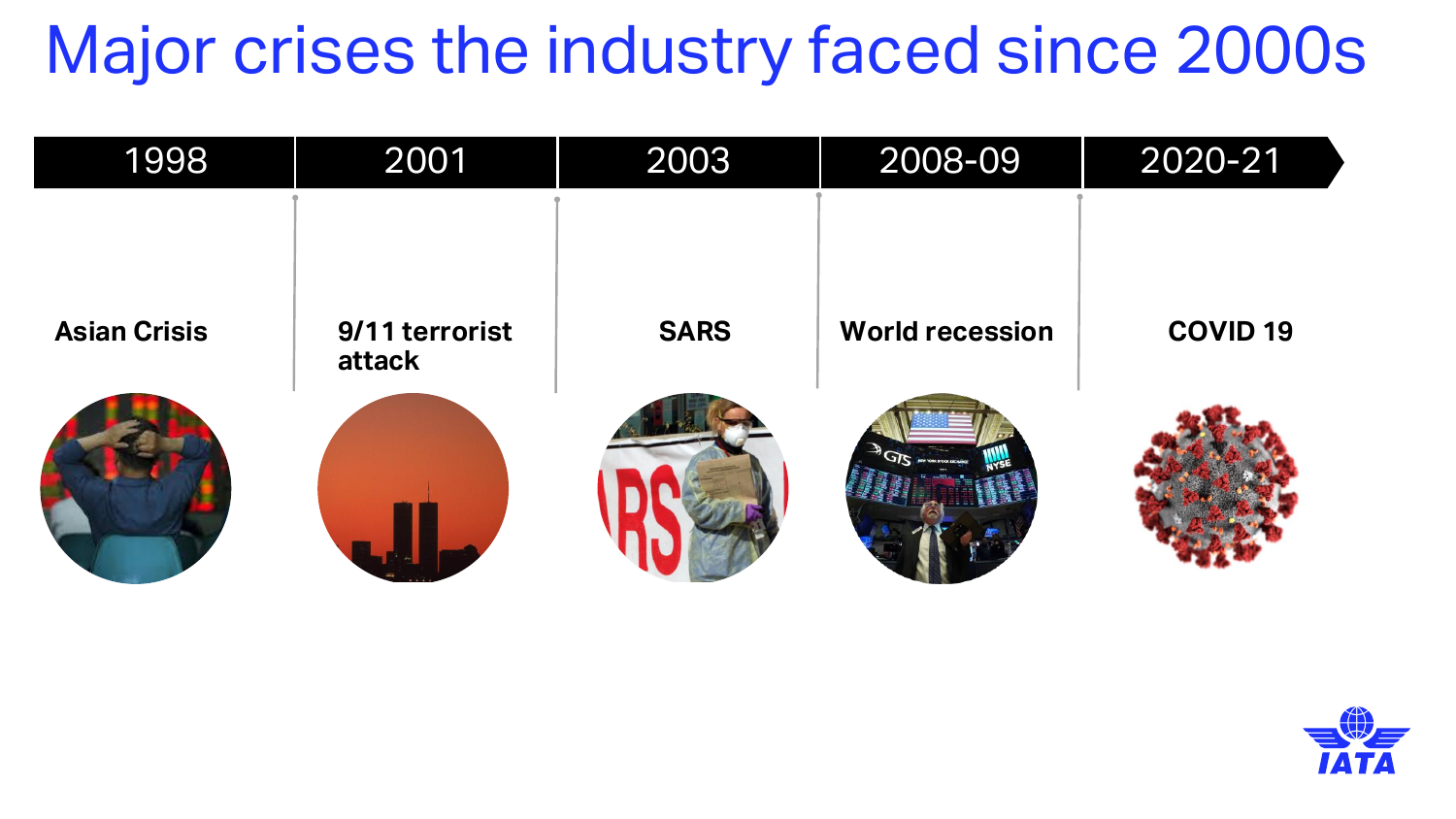# Major crises the industry faced since 2000s

| 1998 | 2001 | 2003 | 2008-09 | 2020-21 |
|---|---|---|---|---|
| **Asian Crisis** | **9/11 terrorist attack** | **SARS** | **World recession** | **COVID 19** |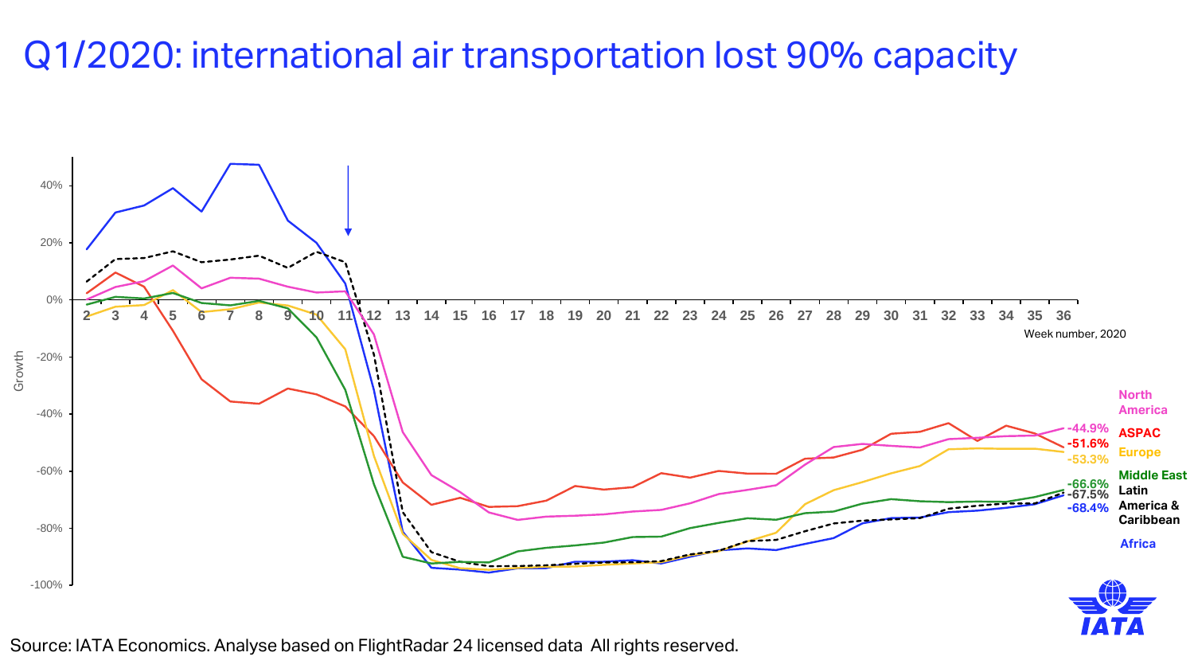# Q1/2020: international air transportation lost 90% capacity

40%
20%
0%
-20%
-40%
-60%
-80%
-100%

Growth

2 3 4 5 6 7 8 9 10 11 12 13 14 15 16 17 18 19 20 21 22 23 24 25 26 27 28 29 30 31 32 33 34 35 36

Week number, 2020

-44.9% North America
-51.6% ASPAC
-53.3% Europe
-66.6% Middle East
-67.5% Latin America & Caribbean
-68.4% Africa

Source: IATA Economics. Analyse based on FlightRadar 24 licensed data All rights reserved.

IATA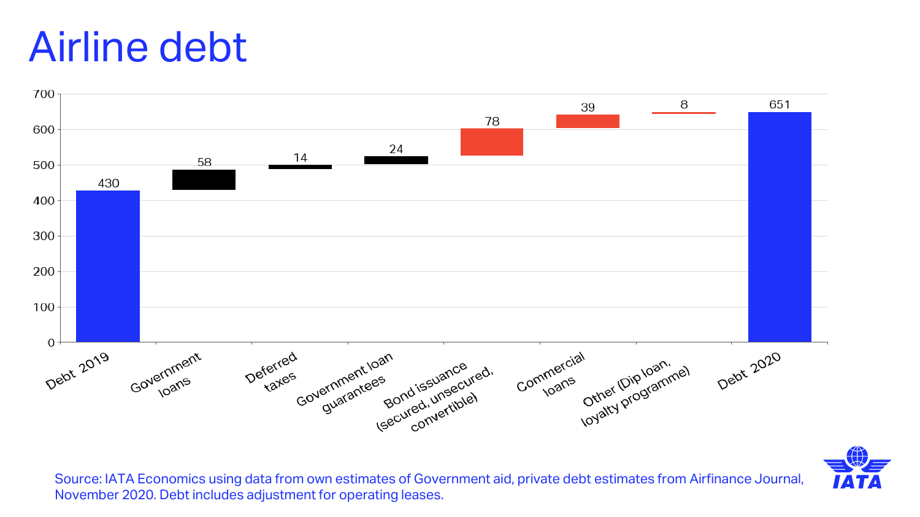# Airline debt

700
600
500
400
300
200
100
0

430
58
14
24
78
39
8
651

Debt 2019
Government loans
Deferred taxes
Government loan guarantees
Bond issuance (secured, unsecured, convertible)
Commercial loans
Other (Dip loan, loyalty programme)
Debt 2020

Source: IATA Economics using data from own estimates of Government aid, private debt estimates from Airfinance Journal, November 2020. Debt includes adjustment for operating leases.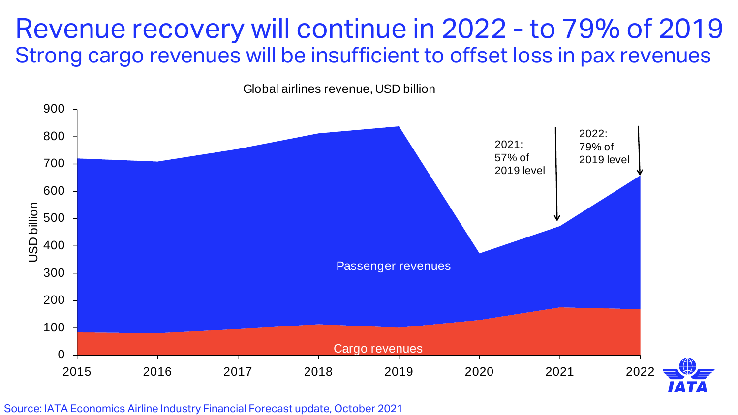# Revenue recovery will continue in 2022 - to 79% of 2019

## Strong cargo revenues will be insufficient to offset loss in pax revenues

Global airlines revenue, USD billion

USD billion

900
800
700
600
500
400
300
200
100
0

2015
2016
2017
2018
2019
2020
2021
2022

2021: 57% of 2019 level

2022: 79% of 2019 level

Passenger revenues

Cargo revenues

IATA

Source: IATA Economics Airline Industry Financial Forecast update, October 2021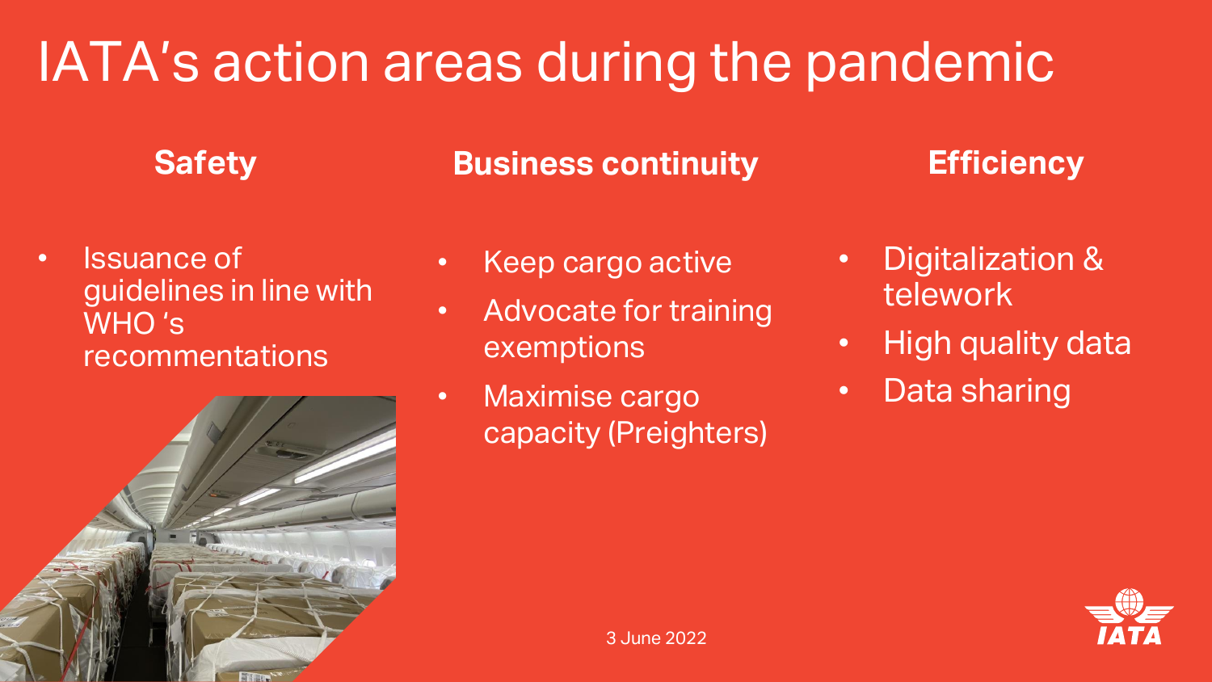# IATA's action areas during the pandemic

## Safety

- Issuance of guidelines in line with WHO 's recommentations

## Business continuity

- Keep cargo active
- Advocate for training exemptions
- Maximise cargo capacity (Preighters)

## Efficiency

- Digitalization & telework
- High quality data
- Data sharing

3 June 2022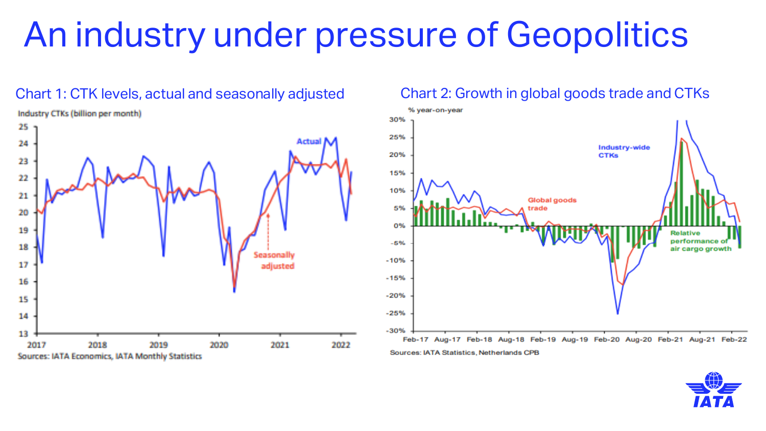# An industry under pressure of Geopolitics

## Chart 1: CTK levels, actual and seasonally adjusted

Industry CTKs (billion per month)

25
24
23
22
21
20
19
18
17
16
15
14
13

2017 2018 2019 2020 2021 2022

Actual

Seasonally adjusted

Sources: IATA Economics, IATA Monthly Statistics

## Chart 2: Growth in global goods trade and CTKs

% year-on-year

30%
25%
20%
15%
10%
5%
0%
-5%
-10%
-15%
-20%
-25%
-30%

Feb-17 Aug-17 Feb-18 Aug-18 Feb-19 Aug-19 Feb-20 Aug-20 Feb-21 Aug-21 Feb-22

Industry-wide CTKs

Global goods trade

Relative performance of air cargo growth

Sources: IATA Statistics, Netherlands CPB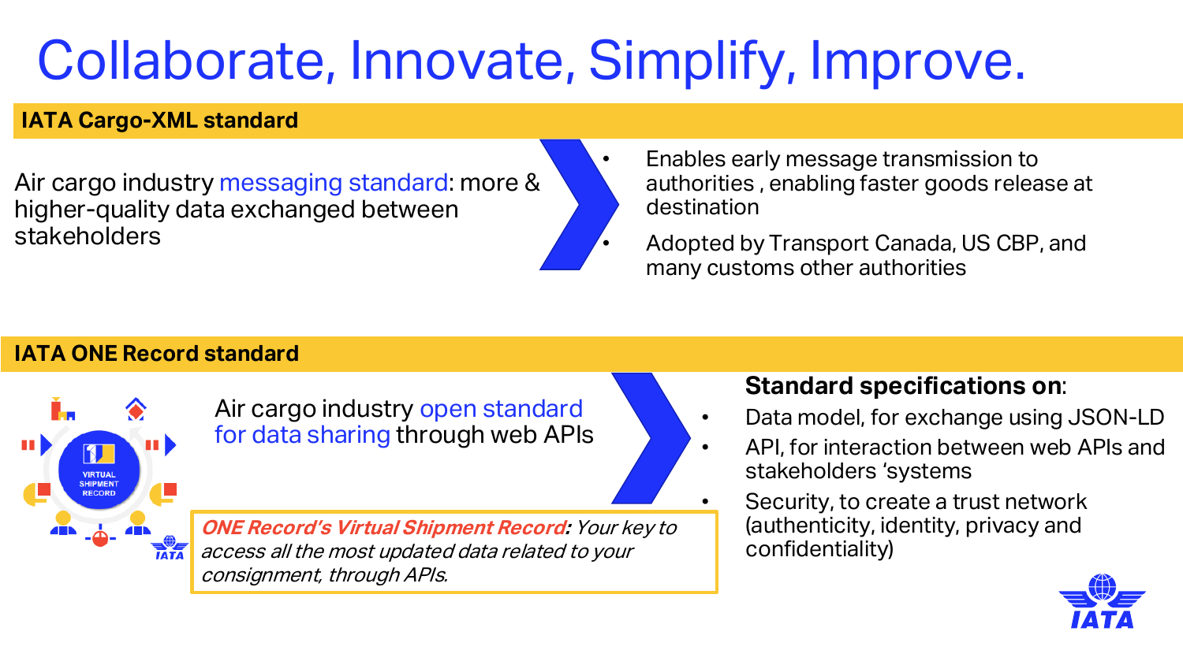# Collaborate, Innovate, Simplify, Improve.

## IATA Cargo-XML standard

Air cargo industry messaging standard: more & higher-quality data exchanged between stakeholders

- Enables early message transmission to authorities , enabling faster goods release at destination
- Adopted by Transport Canada, US CBP, and many customs other authorities

## IATA ONE Record standard

VIRTUAL SHIPMENT RECORD

Air cargo industry open standard for data sharing through web APIs

***ONE Record's Virtual Shipment Record**: Your key to access all the most updated data related to your consignment, through APIs.*

**Standard specifications on**:

- Data model, for exchange using JSON-LD
- API, for interaction between web APIs and stakeholders 'systems
- Security, to create a trust network (authenticity, identity, privacy and confidentiality)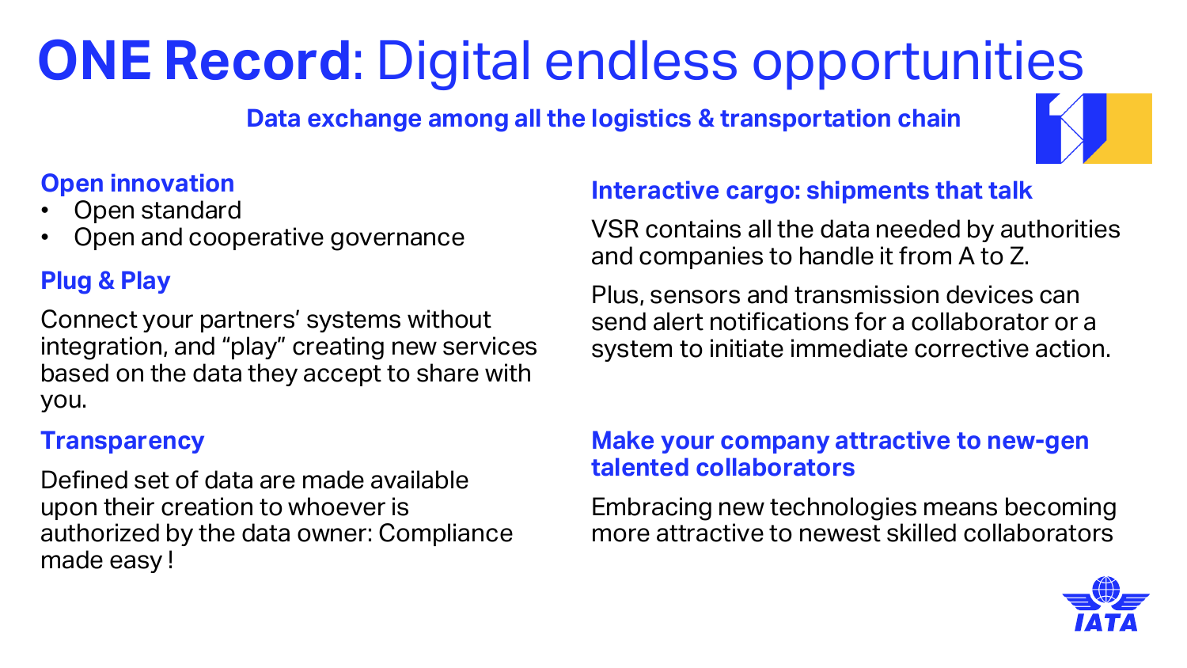# **ONE Record**: Digital endless opportunities

**Data exchange among all the logistics & transportation chain**

### Open innovation

- Open standard
- Open and cooperative governance

### Plug & Play

Connect your partners' systems without integration, and "play" creating new services based on the data they accept to share with you.

### Transparency

Defined set of data are made available upon their creation to whoever is authorized by the data owner: Compliance made easy !

### Interactive cargo: shipments that talk

VSR contains all the data needed by authorities and companies to handle it from A to Z.

Plus, sensors and transmission devices can send alert notifications for a collaborator or a system to initiate immediate corrective action.

### Make your company attractive to new-gen talented collaborators

Embracing new technologies means becoming more attractive to newest skilled collaborators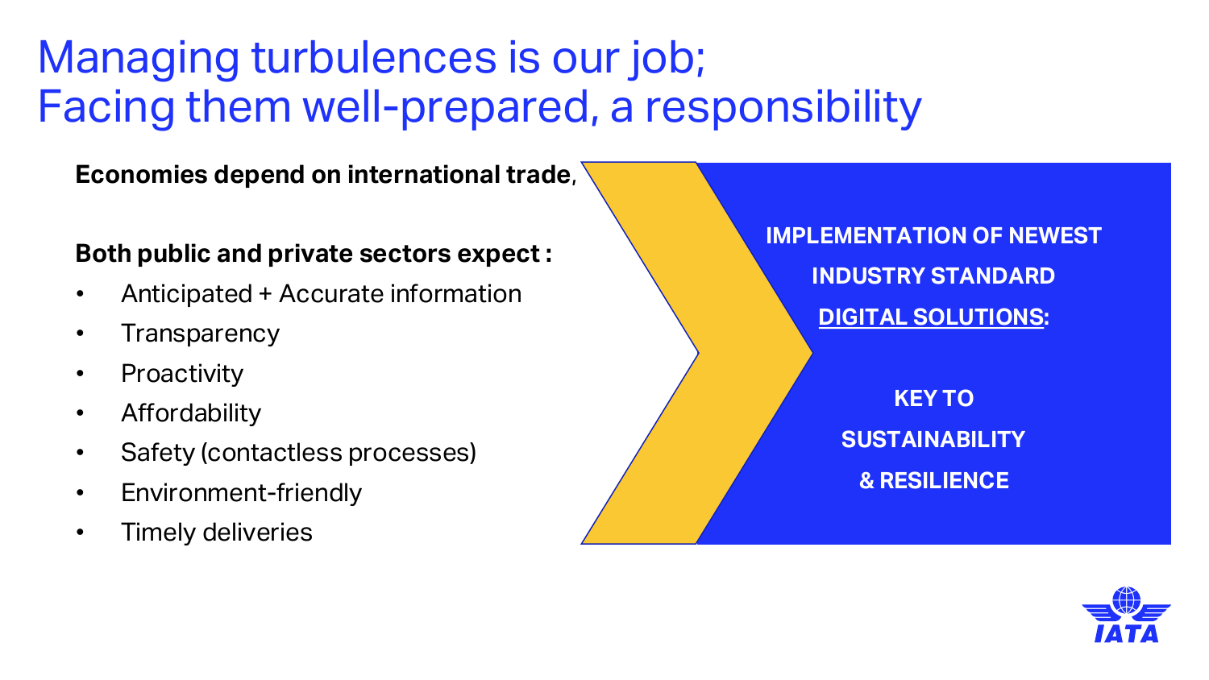# Managing turbulences is our job; Facing them well-prepared, a responsibility

**Economies depend on international trade**,

**Both public and private sectors expect :**

- Anticipated + Accurate information
- Transparency
- Proactivity
- Affordability
- Safety (contactless processes)
- Environment-friendly
- Timely deliveries

**IMPLEMENTATION OF NEWEST INDUSTRY STANDARD DIGITAL SOLUTIONS:**

**KEY TO SUSTAINABILITY & RESILIENCE**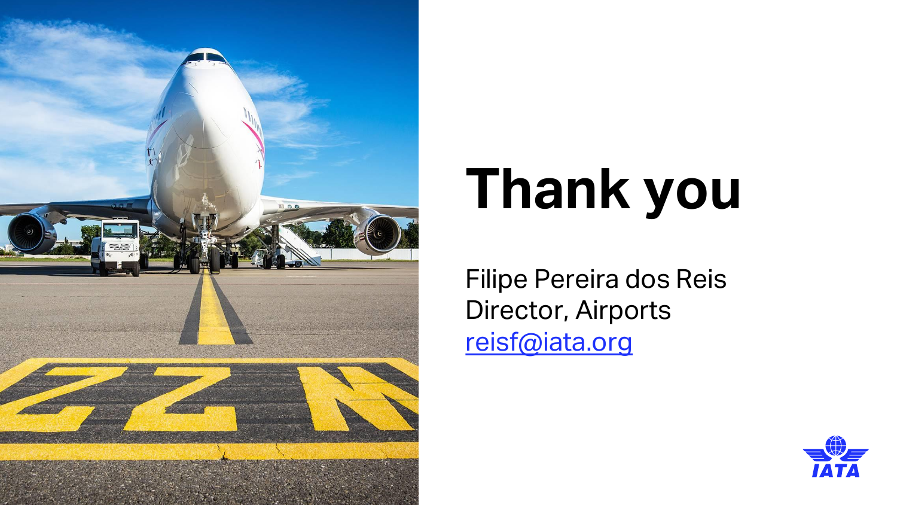# Thank you

Filipe Pereira dos Reis
Director, Airports
reisf@iata.org